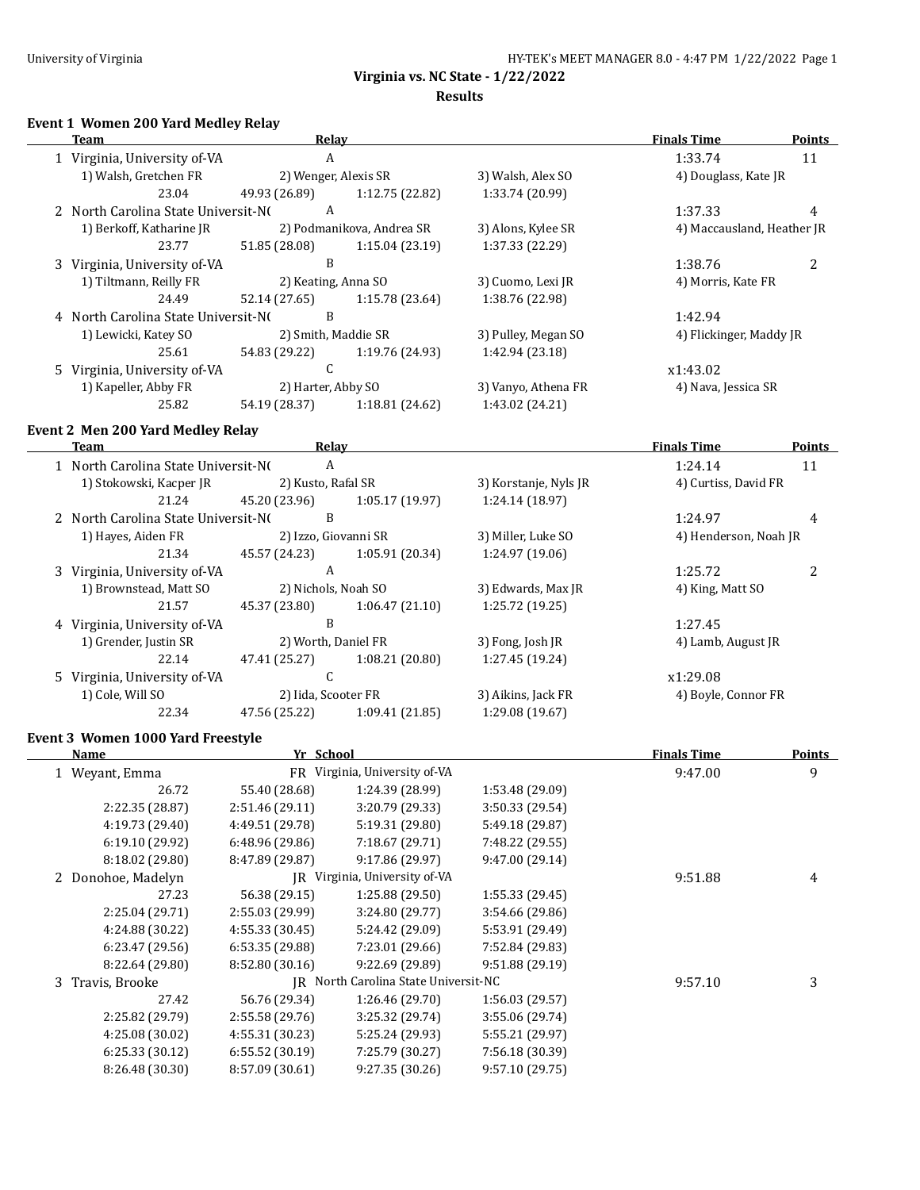University of Virginia

# Virginia vs. NC State - 1/22/2022

## Results

### Event 1 Women 200 Yard Medley Relay

| | Team | Relay | | | Finals Time | Points |
|---|---|---|---|---|---|---|
| 1 | Virginia, University of-VA | A | | | 1:33.74 | 11 |
| | 1) Walsh, Gretchen FR | 2) Wenger, Alexis SR | 3) Walsh, Alex SO | 4) Douglass, Kate JR | | |
| | 23.04 | 49.93 (26.89) | 1:12.75 (22.82) | 1:33.74 (20.99) | | |
| 2 | North Carolina State Universit-NC | A | | | 1:37.33 | 4 |
| | 1) Berkoff, Katharine JR | 2) Podmanikova, Andrea SR | 3) Alons, Kylee SR | 4) Maccausland, Heather JR | | |
| | 23.77 | 51.85 (28.08) | 1:15.04 (23.19) | 1:37.33 (22.29) | | |
| 3 | Virginia, University of-VA | B | | | 1:38.76 | 2 |
| | 1) Tiltmann, Reilly FR | 2) Keating, Anna SO | 3) Cuomo, Lexi JR | 4) Morris, Kate FR | | |
| | 24.49 | 52.14 (27.65) | 1:15.78 (23.64) | 1:38.76 (22.98) | | |
| 4 | North Carolina State Universit-NC | B | | | 1:42.94 | |
| | 1) Lewicki, Katey SO | 2) Smith, Maddie SR | 3) Pulley, Megan SO | 4) Flickinger, Maddy JR | | |
| | 25.61 | 54.83 (29.22) | 1:19.76 (24.93) | 1:42.94 (23.18) | | |
| 5 | Virginia, University of-VA | C | | | x1:43.02 | |
| | 1) Kapeller, Abby FR | 2) Harter, Abby SO | 3) Vanyo, Athena FR | 4) Nava, Jessica SR | | |
| | 25.82 | 54.19 (28.37) | 1:18.81 (24.62) | 1:43.02 (24.21) | | |

### Event 2 Men 200 Yard Medley Relay

| | Team | Relay | | | Finals Time | Points |
|---|---|---|---|---|---|---|
| 1 | North Carolina State Universit-NC | A | | | 1:24.14 | 11 |
| | 1) Stokowski, Kacper JR | 2) Kusto, Rafal SR | 3) Korstanje, Nyls JR | 4) Curtiss, David FR | | |
| | 21.24 | 45.20 (23.96) | 1:05.17 (19.97) | 1:24.14 (18.97) | | |
| 2 | North Carolina State Universit-NC | B | | | 1:24.97 | 4 |
| | 1) Hayes, Aiden FR | 2) Izzo, Giovanni SR | 3) Miller, Luke SO | 4) Henderson, Noah JR | | |
| | 21.34 | 45.57 (24.23) | 1:05.91 (20.34) | 1:24.97 (19.06) | | |
| 3 | Virginia, University of-VA | A | | | 1:25.72 | 2 |
| | 1) Brownstead, Matt SO | 2) Nichols, Noah SO | 3) Edwards, Max JR | 4) King, Matt SO | | |
| | 21.57 | 45.37 (23.80) | 1:06.47 (21.10) | 1:25.72 (19.25) | | |
| 4 | Virginia, University of-VA | B | | | 1:27.45 | |
| | 1) Grender, Justin SR | 2) Worth, Daniel FR | 3) Fong, Josh JR | 4) Lamb, August JR | | |
| | 22.14 | 47.41 (25.27) | 1:08.21 (20.80) | 1:27.45 (19.24) | | |
| 5 | Virginia, University of-VA | C | | | x1:29.08 | |
| | 1) Cole, Will SO | 2) Iida, Scooter FR | 3) Aikins, Jack FR | 4) Boyle, Connor FR | | |
| | 22.34 | 47.56 (25.22) | 1:09.41 (21.85) | 1:29.08 (19.67) | | |

### Event 3 Women 1000 Yard Freestyle

| | Name | Yr School | | | Finals Time | Points |
|---|---|---|---|---|---|---|
| 1 | Weyant, Emma | FR Virginia, University of-VA | | | 9:47.00 | 9 |
| | 26.72 | 55.40 (28.68) | 1:24.39 (28.99) | 1:53.48 (29.09) | | |
| | 2:22.35 (28.87) | 2:51.46 (29.11) | 3:20.79 (29.33) | 3:50.33 (29.54) | | |
| | 4:19.73 (29.40) | 4:49.51 (29.78) | 5:19.31 (29.80) | 5:49.18 (29.87) | | |
| | 6:19.10 (29.92) | 6:48.96 (29.86) | 7:18.67 (29.71) | 7:48.22 (29.55) | | |
| | 8:18.02 (29.80) | 8:47.89 (29.87) | 9:17.86 (29.97) | 9:47.00 (29.14) | | |
| 2 | Donohoe, Madelyn | JR Virginia, University of-VA | | | 9:51.88 | 4 |
| | 27.23 | 56.38 (29.15) | 1:25.88 (29.50) | 1:55.33 (29.45) | | |
| | 2:25.04 (29.71) | 2:55.03 (29.99) | 3:24.80 (29.77) | 3:54.66 (29.86) | | |
| | 4:24.88 (30.22) | 4:55.33 (30.45) | 5:24.42 (29.09) | 5:53.91 (29.49) | | |
| | 6:23.47 (29.56) | 6:53.35 (29.88) | 7:23.01 (29.66) | 7:52.84 (29.83) | | |
| | 8:22.64 (29.80) | 8:52.80 (30.16) | 9:22.69 (29.89) | 9:51.88 (29.19) | | |
| 3 | Travis, Brooke | JR North Carolina State Universit-NC | | | 9:57.10 | 3 |
| | 27.42 | 56.76 (29.34) | 1:26.46 (29.70) | 1:56.03 (29.57) | | |
| | 2:25.82 (29.79) | 2:55.58 (29.76) | 3:25.32 (29.74) | 3:55.06 (29.74) | | |
| | 4:25.08 (30.02) | 4:55.31 (30.23) | 5:25.24 (29.93) | 5:55.21 (29.97) | | |
| | 6:25.33 (30.12) | 6:55.52 (30.19) | 7:25.79 (30.27) | 7:56.18 (30.39) | | |
| | 8:26.48 (30.30) | 8:57.09 (30.61) | 9:27.35 (30.26) | 9:57.10 (29.75) | | |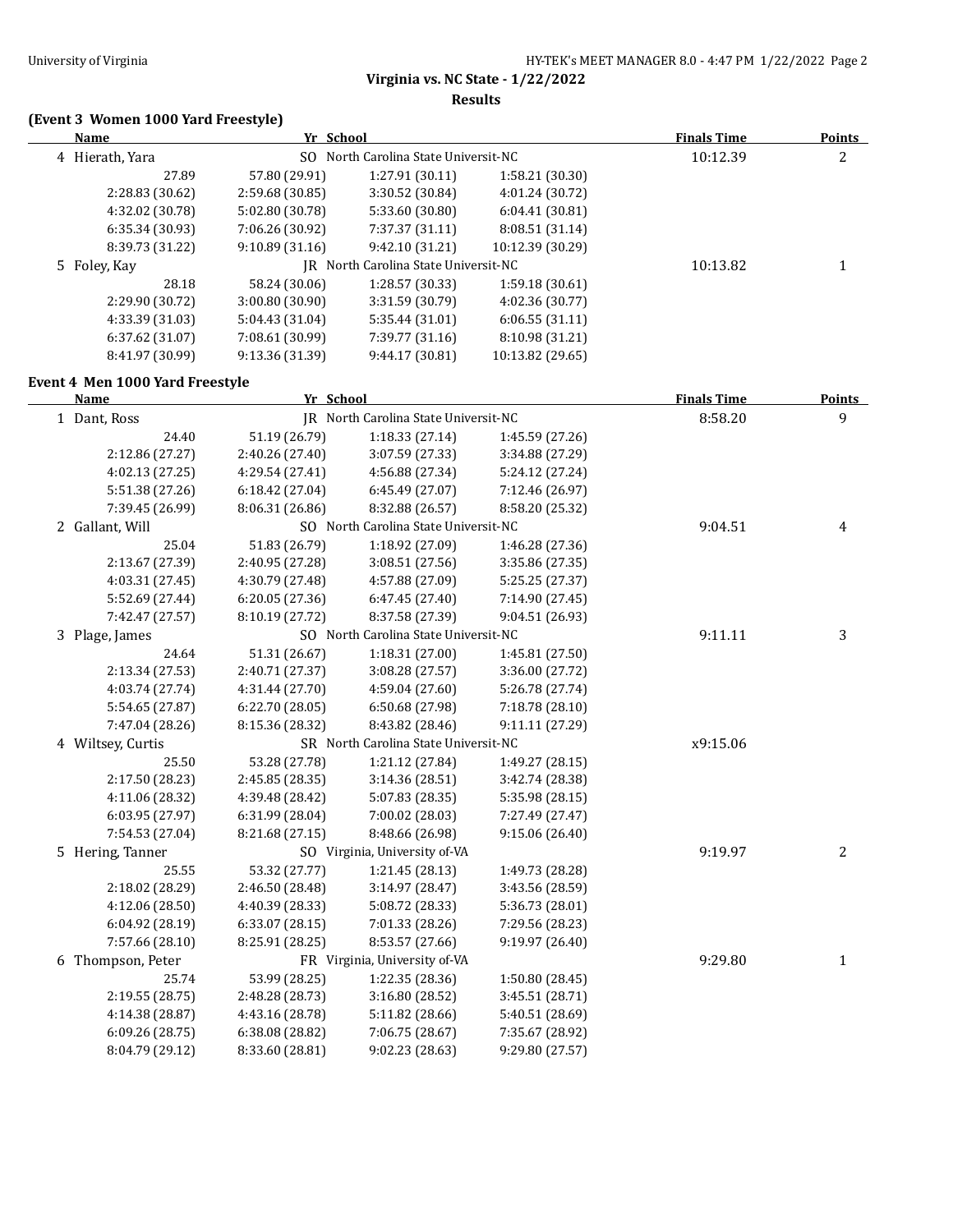**Virginia vs. NC State - 1/22/2022**

**Results**

### (Event 3 Women 1000 Yard Freestyle)

| Name | Yr | School | | Finals Time | Points |
|---|---|---|---|---|---|
| 4 Hierath, Yara | SO | North Carolina State Universit-NC | | 10:12.39 | 2 |
| 27.89 | 57.80 (29.91) | 1:27.91 (30.11) | 1:58.21 (30.30) | | |
| 2:28.83 (30.62) | 2:59.68 (30.85) | 3:30.52 (30.84) | 4:01.24 (30.72) | | |
| 4:32.02 (30.78) | 5:02.80 (30.78) | 5:33.60 (30.80) | 6:04.41 (30.81) | | |
| 6:35.34 (30.93) | 7:06.26 (30.92) | 7:37.37 (31.11) | 8:08.51 (31.14) | | |
| 8:39.73 (31.22) | 9:10.89 (31.16) | 9:42.10 (31.21) | 10:12.39 (30.29) | | |
| 5 Foley, Kay | JR | North Carolina State Universit-NC | | 10:13.82 | 1 |
| 28.18 | 58.24 (30.06) | 1:28.57 (30.33) | 1:59.18 (30.61) | | |
| 2:29.90 (30.72) | 3:00.80 (30.90) | 3:31.59 (30.79) | 4:02.36 (30.77) | | |
| 4:33.39 (31.03) | 5:04.43 (31.04) | 5:35.44 (31.01) | 6:06.55 (31.11) | | |
| 6:37.62 (31.07) | 7:08.61 (30.99) | 7:39.77 (31.16) | 8:10.98 (31.21) | | |
| 8:41.97 (30.99) | 9:13.36 (31.39) | 9:44.17 (30.81) | 10:13.82 (29.65) | | |

### Event 4 Men 1000 Yard Freestyle

| Name | Yr | School | | Finals Time | Points |
|---|---|---|---|---|---|
| 1 Dant, Ross | JR | North Carolina State Universit-NC | | 8:58.20 | 9 |
| 24.40 | 51.19 (26.79) | 1:18.33 (27.14) | 1:45.59 (27.26) | | |
| 2:12.86 (27.27) | 2:40.26 (27.40) | 3:07.59 (27.33) | 3:34.88 (27.29) | | |
| 4:02.13 (27.25) | 4:29.54 (27.41) | 4:56.88 (27.34) | 5:24.12 (27.24) | | |
| 5:51.38 (27.26) | 6:18.42 (27.04) | 6:45.49 (27.07) | 7:12.46 (26.97) | | |
| 7:39.45 (26.99) | 8:06.31 (26.86) | 8:32.88 (26.57) | 8:58.20 (25.32) | | |
| 2 Gallant, Will | SO | North Carolina State Universit-NC | | 9:04.51 | 4 |
| 25.04 | 51.83 (26.79) | 1:18.92 (27.09) | 1:46.28 (27.36) | | |
| 2:13.67 (27.39) | 2:40.95 (27.28) | 3:08.51 (27.56) | 3:35.86 (27.35) | | |
| 4:03.31 (27.45) | 4:30.79 (27.48) | 4:57.88 (27.09) | 5:25.25 (27.37) | | |
| 5:52.69 (27.44) | 6:20.05 (27.36) | 6:47.45 (27.40) | 7:14.90 (27.45) | | |
| 7:42.47 (27.57) | 8:10.19 (27.72) | 8:37.58 (27.39) | 9:04.51 (26.93) | | |
| 3 Plage, James | SO | North Carolina State Universit-NC | | 9:11.11 | 3 |
| 24.64 | 51.31 (26.67) | 1:18.31 (27.00) | 1:45.81 (27.50) | | |
| 2:13.34 (27.53) | 2:40.71 (27.37) | 3:08.28 (27.57) | 3:36.00 (27.72) | | |
| 4:03.74 (27.74) | 4:31.44 (27.70) | 4:59.04 (27.60) | 5:26.78 (27.74) | | |
| 5:54.65 (27.87) | 6:22.70 (28.05) | 6:50.68 (27.98) | 7:18.78 (28.10) | | |
| 7:47.04 (28.26) | 8:15.36 (28.32) | 8:43.82 (28.46) | 9:11.11 (27.29) | | |
| 4 Wiltsey, Curtis | SR | North Carolina State Universit-NC | | x9:15.06 | |
| 25.50 | 53.28 (27.78) | 1:21.12 (27.84) | 1:49.27 (28.15) | | |
| 2:17.50 (28.23) | 2:45.85 (28.35) | 3:14.36 (28.51) | 3:42.74 (28.38) | | |
| 4:11.06 (28.32) | 4:39.48 (28.42) | 5:07.83 (28.35) | 5:35.98 (28.15) | | |
| 6:03.95 (27.97) | 6:31.99 (28.04) | 7:00.02 (28.03) | 7:27.49 (27.47) | | |
| 7:54.53 (27.04) | 8:21.68 (27.15) | 8:48.66 (26.98) | 9:15.06 (26.40) | | |
| 5 Hering, Tanner | SO | Virginia, University of-VA | | 9:19.97 | 2 |
| 25.55 | 53.32 (27.77) | 1:21.45 (28.13) | 1:49.73 (28.28) | | |
| 2:18.02 (28.29) | 2:46.50 (28.48) | 3:14.97 (28.47) | 3:43.56 (28.59) | | |
| 4:12.06 (28.50) | 4:40.39 (28.33) | 5:08.72 (28.33) | 5:36.73 (28.01) | | |
| 6:04.92 (28.19) | 6:33.07 (28.15) | 7:01.33 (28.26) | 7:29.56 (28.23) | | |
| 7:57.66 (28.10) | 8:25.91 (28.25) | 8:53.57 (27.66) | 9:19.97 (26.40) | | |
| 6 Thompson, Peter | FR | Virginia, University of-VA | | 9:29.80 | 1 |
| 25.74 | 53.99 (28.25) | 1:22.35 (28.36) | 1:50.80 (28.45) | | |
| 2:19.55 (28.75) | 2:48.28 (28.73) | 3:16.80 (28.52) | 3:45.51 (28.71) | | |
| 4:14.38 (28.87) | 4:43.16 (28.78) | 5:11.82 (28.66) | 5:40.51 (28.69) | | |
| 6:09.26 (28.75) | 6:38.08 (28.82) | 7:06.75 (28.67) | 7:35.67 (28.92) | | |
| 8:04.79 (29.12) | 8:33.60 (28.81) | 9:02.23 (28.63) | 9:29.80 (27.57) | | |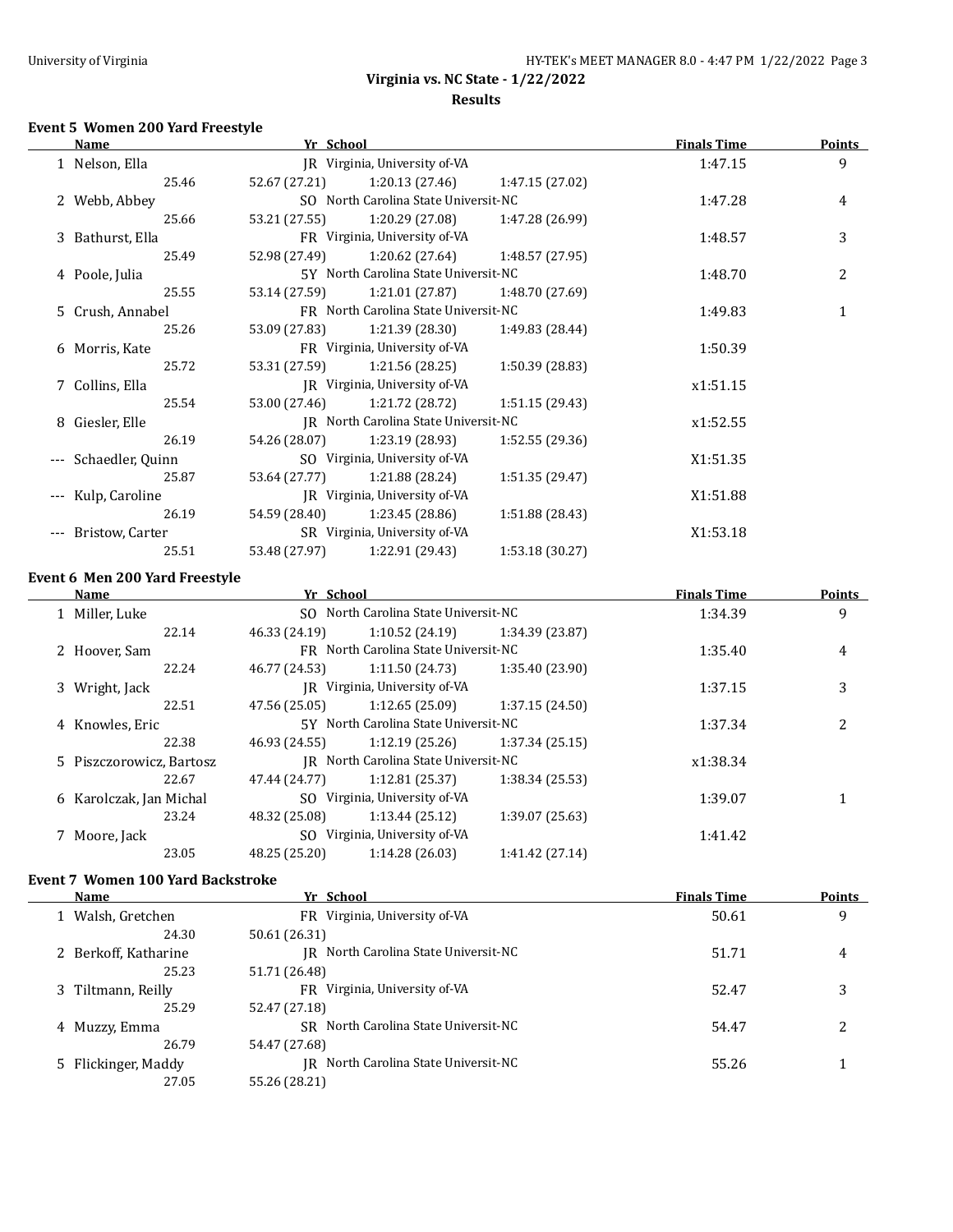## Virginia vs. NC State - 1/22/2022

### Results

#### Event 5 Women 200 Yard Freestyle

| Name | Yr | School | | | | Finals Time | Points |
|---|---|---|---|---|---|---|---|
| 1 Nelson, Ella | JR | Virginia, University of-VA | | | | 1:47.15 | 9 |
| | 25.46 | 52.67 (27.21) | 1:20.13 (27.46) | 1:47.15 (27.02) | | | |
| 2 Webb, Abbey | SO | North Carolina State Universit-NC | | | | 1:47.28 | 4 |
| | 25.66 | 53.21 (27.55) | 1:20.29 (27.08) | 1:47.28 (26.99) | | | |
| 3 Bathurst, Ella | FR | Virginia, University of-VA | | | | 1:48.57 | 3 |
| | 25.49 | 52.98 (27.49) | 1:20.62 (27.64) | 1:48.57 (27.95) | | | |
| 4 Poole, Julia | 5Y | North Carolina State Universit-NC | | | | 1:48.70 | 2 |
| | 25.55 | 53.14 (27.59) | 1:21.01 (27.87) | 1:48.70 (27.69) | | | |
| 5 Crush, Annabel | FR | North Carolina State Universit-NC | | | | 1:49.83 | 1 |
| | 25.26 | 53.09 (27.83) | 1:21.39 (28.30) | 1:49.83 (28.44) | | | |
| 6 Morris, Kate | FR | Virginia, University of-VA | | | | 1:50.39 | |
| | 25.72 | 53.31 (27.59) | 1:21.56 (28.25) | 1:50.39 (28.83) | | | |
| 7 Collins, Ella | JR | Virginia, University of-VA | | | | x1:51.15 | |
| | 25.54 | 53.00 (27.46) | 1:21.72 (28.72) | 1:51.15 (29.43) | | | |
| 8 Giesler, Elle | JR | North Carolina State Universit-NC | | | | x1:52.55 | |
| | 26.19 | 54.26 (28.07) | 1:23.19 (28.93) | 1:52.55 (29.36) | | | |
| --- Schaedler, Quinn | SO | Virginia, University of-VA | | | | X1:51.35 | |
| | 25.87 | 53.64 (27.77) | 1:21.88 (28.24) | 1:51.35 (29.47) | | | |
| --- Kulp, Caroline | JR | Virginia, University of-VA | | | | X1:51.88 | |
| | 26.19 | 54.59 (28.40) | 1:23.45 (28.86) | 1:51.88 (28.43) | | | |
| --- Bristow, Carter | SR | Virginia, University of-VA | | | | X1:53.18 | |
| | 25.51 | 53.48 (27.97) | 1:22.91 (29.43) | 1:53.18 (30.27) | | | |

#### Event 6 Men 200 Yard Freestyle

| Name | Yr | School | | | | Finals Time | Points |
|---|---|---|---|---|---|---|---|
| 1 Miller, Luke | SO | North Carolina State Universit-NC | | | | 1:34.39 | 9 |
| | 22.14 | 46.33 (24.19) | 1:10.52 (24.19) | 1:34.39 (23.87) | | | |
| 2 Hoover, Sam | FR | North Carolina State Universit-NC | | | | 1:35.40 | 4 |
| | 22.24 | 46.77 (24.53) | 1:11.50 (24.73) | 1:35.40 (23.90) | | | |
| 3 Wright, Jack | JR | Virginia, University of-VA | | | | 1:37.15 | 3 |
| | 22.51 | 47.56 (25.05) | 1:12.65 (25.09) | 1:37.15 (24.50) | | | |
| 4 Knowles, Eric | 5Y | North Carolina State Universit-NC | | | | 1:37.34 | 2 |
| | 22.38 | 46.93 (24.55) | 1:12.19 (25.26) | 1:37.34 (25.15) | | | |
| 5 Piszczorowicz, Bartosz | JR | North Carolina State Universit-NC | | | | x1:38.34 | |
| | 22.67 | 47.44 (24.77) | 1:12.81 (25.37) | 1:38.34 (25.53) | | | |
| 6 Karolczak, Jan Michal | SO | Virginia, University of-VA | | | | 1:39.07 | 1 |
| | 23.24 | 48.32 (25.08) | 1:13.44 (25.12) | 1:39.07 (25.63) | | | |
| 7 Moore, Jack | SO | Virginia, University of-VA | | | | 1:41.42 | |
| | 23.05 | 48.25 (25.20) | 1:14.28 (26.03) | 1:41.42 (27.14) | | | |

#### Event 7 Women 100 Yard Backstroke

| Name | Yr | School | Finals Time | Points |
|---|---|---|---|---|
| 1 Walsh, Gretchen | FR | Virginia, University of-VA | 50.61 | 9 |
| | 24.30 | 50.61 (26.31) | | |
| 2 Berkoff, Katharine | JR | North Carolina State Universit-NC | 51.71 | 4 |
| | 25.23 | 51.71 (26.48) | | |
| 3 Tiltmann, Reilly | FR | Virginia, University of-VA | 52.47 | 3 |
| | 25.29 | 52.47 (27.18) | | |
| 4 Muzzy, Emma | SR | North Carolina State Universit-NC | 54.47 | 2 |
| | 26.79 | 54.47 (27.68) | | |
| 5 Flickinger, Maddy | JR | North Carolina State Universit-NC | 55.26 | 1 |
| | 27.05 | 55.26 (28.21) | | |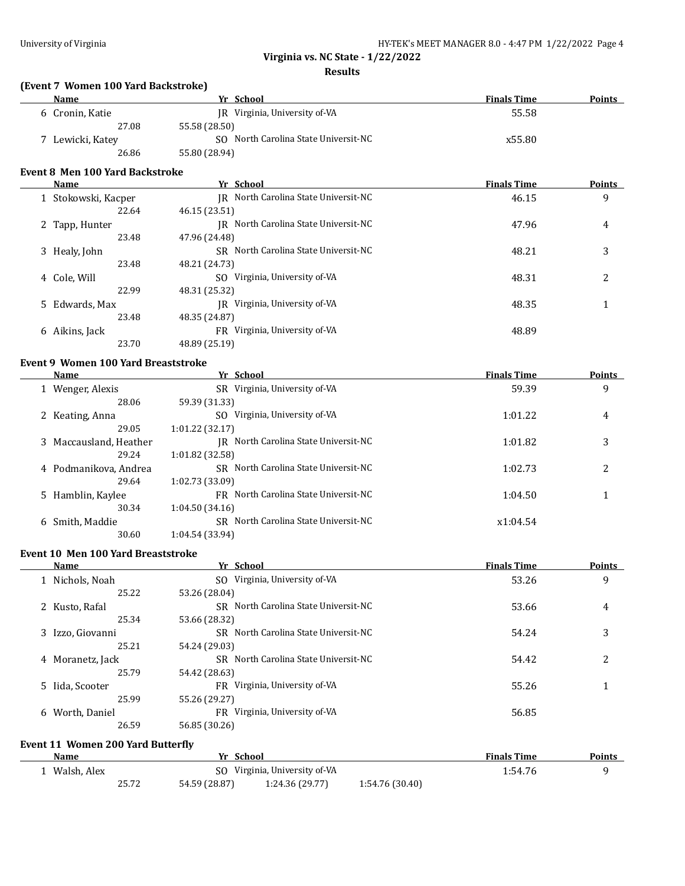## Virginia vs. NC State - 1/22/2022

### Results

**(Event 7 Women 100 Yard Backstroke)**

| | Name | Yr | School | Finals Time | Points |
|---|---|---|---|---|---|
| 6 | Cronin, Katie | JR | Virginia, University of-VA | 55.58 | |
| | 27.08 | 55.58 (28.50) | | | |
| 7 | Lewicki, Katey | SO | North Carolina State Universit-NC | x55.80 | |
| | 26.86 | 55.80 (28.94) | | | |

**Event 8 Men 100 Yard Backstroke**

| | Name | Yr | School | Finals Time | Points |
|---|---|---|---|---|---|
| 1 | Stokowski, Kacper | JR | North Carolina State Universit-NC | 46.15 | 9 |
| | 22.64 | 46.15 (23.51) | | | |
| 2 | Tapp, Hunter | JR | North Carolina State Universit-NC | 47.96 | 4 |
| | 23.48 | 47.96 (24.48) | | | |
| 3 | Healy, John | SR | North Carolina State Universit-NC | 48.21 | 3 |
| | 23.48 | 48.21 (24.73) | | | |
| 4 | Cole, Will | SO | Virginia, University of-VA | 48.31 | 2 |
| | 22.99 | 48.31 (25.32) | | | |
| 5 | Edwards, Max | JR | Virginia, University of-VA | 48.35 | 1 |
| | 23.48 | 48.35 (24.87) | | | |
| 6 | Aikins, Jack | FR | Virginia, University of-VA | 48.89 | |
| | 23.70 | 48.89 (25.19) | | | |

**Event 9 Women 100 Yard Breaststroke**

| | Name | Yr | School | Finals Time | Points |
|---|---|---|---|---|---|
| 1 | Wenger, Alexis | SR | Virginia, University of-VA | 59.39 | 9 |
| | 28.06 | 59.39 (31.33) | | | |
| 2 | Keating, Anna | SO | Virginia, University of-VA | 1:01.22 | 4 |
| | 29.05 | 1:01.22 (32.17) | | | |
| 3 | Maccausland, Heather | JR | North Carolina State Universit-NC | 1:01.82 | 3 |
| | 29.24 | 1:01.82 (32.58) | | | |
| 4 | Podmanikova, Andrea | SR | North Carolina State Universit-NC | 1:02.73 | 2 |
| | 29.64 | 1:02.73 (33.09) | | | |
| 5 | Hamblin, Kaylee | FR | North Carolina State Universit-NC | 1:04.50 | 1 |
| | 30.34 | 1:04.50 (34.16) | | | |
| 6 | Smith, Maddie | SR | North Carolina State Universit-NC | x1:04.54 | |
| | 30.60 | 1:04.54 (33.94) | | | |

**Event 10 Men 100 Yard Breaststroke**

| | Name | Yr | School | Finals Time | Points |
|---|---|---|---|---|---|
| 1 | Nichols, Noah | SO | Virginia, University of-VA | 53.26 | 9 |
| | 25.22 | 53.26 (28.04) | | | |
| 2 | Kusto, Rafal | SR | North Carolina State Universit-NC | 53.66 | 4 |
| | 25.34 | 53.66 (28.32) | | | |
| 3 | Izzo, Giovanni | SR | North Carolina State Universit-NC | 54.24 | 3 |
| | 25.21 | 54.24 (29.03) | | | |
| 4 | Moranetz, Jack | SR | North Carolina State Universit-NC | 54.42 | 2 |
| | 25.79 | 54.42 (28.63) | | | |
| 5 | Iida, Scooter | FR | Virginia, University of-VA | 55.26 | 1 |
| | 25.99 | 55.26 (29.27) | | | |
| 6 | Worth, Daniel | FR | Virginia, University of-VA | 56.85 | |
| | 26.59 | 56.85 (30.26) | | | |

**Event 11 Women 200 Yard Butterfly**

| | Name | Yr | School | | | Finals Time | Points |
|---|---|---|---|---|---|---|---|
| 1 | Walsh, Alex | SO | Virginia, University of-VA | | | 1:54.76 | 9 |
| | 25.72 | 54.59 (28.87) | 1:24.36 (29.77) | 1:54.76 (30.40) | | | |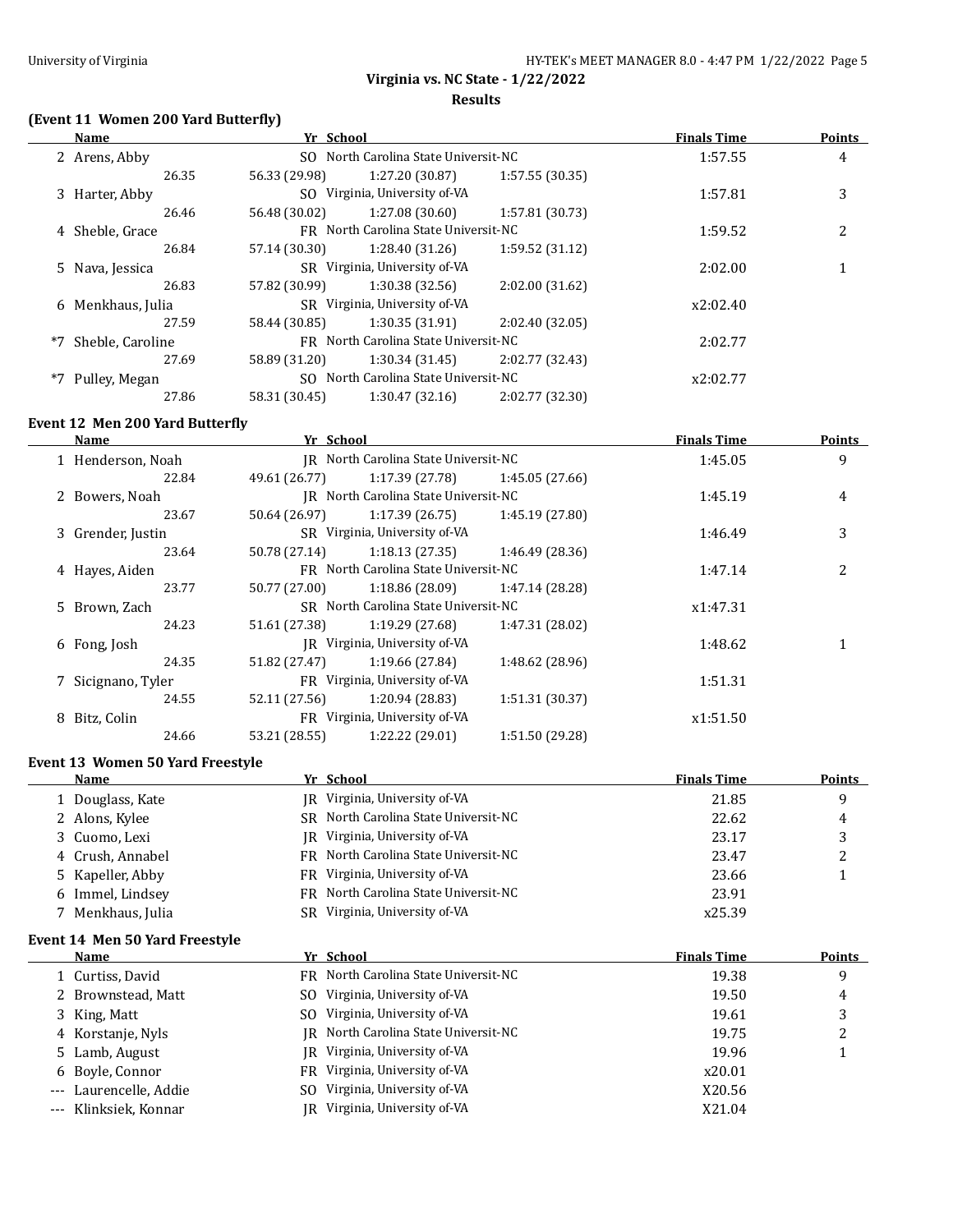**Virginia vs. NC State - 1/22/2022**

**Results**

### (Event 11 Women 200 Yard Butterfly)

| | Name | Yr | School | Finals Time | Points |
|---|---|---|---|---|---|
| 2 | Arens, Abby | SO | North Carolina State Universit-NC | 1:57.55 | 4 |
| | 26.35 &nbsp; 56.33 (29.98) &nbsp; 1:27.20 (30.87) &nbsp; 1:57.55 (30.35) | | | | |
| 3 | Harter, Abby | SO | Virginia, University of-VA | 1:57.81 | 3 |
| | 26.46 &nbsp; 56.48 (30.02) &nbsp; 1:27.08 (30.60) &nbsp; 1:57.81 (30.73) | | | | |
| 4 | Sheble, Grace | FR | North Carolina State Universit-NC | 1:59.52 | 2 |
| | 26.84 &nbsp; 57.14 (30.30) &nbsp; 1:28.40 (31.26) &nbsp; 1:59.52 (31.12) | | | | |
| 5 | Nava, Jessica | SR | Virginia, University of-VA | 2:02.00 | 1 |
| | 26.83 &nbsp; 57.82 (30.99) &nbsp; 1:30.38 (32.56) &nbsp; 2:02.00 (31.62) | | | | |
| 6 | Menkhaus, Julia | SR | Virginia, University of-VA | x2:02.40 | |
| | 27.59 &nbsp; 58.44 (30.85) &nbsp; 1:30.35 (31.91) &nbsp; 2:02.40 (32.05) | | | | |
| *7 | Sheble, Caroline | FR | North Carolina State Universit-NC | 2:02.77 | |
| | 27.69 &nbsp; 58.89 (31.20) &nbsp; 1:30.34 (31.45) &nbsp; 2:02.77 (32.43) | | | | |
| *7 | Pulley, Megan | SO | North Carolina State Universit-NC | x2:02.77 | |
| | 27.86 &nbsp; 58.31 (30.45) &nbsp; 1:30.47 (32.16) &nbsp; 2:02.77 (32.30) | | | | |

### Event 12 Men 200 Yard Butterfly

| | Name | Yr | School | Finals Time | Points |
|---|---|---|---|---|---|
| 1 | Henderson, Noah | JR | North Carolina State Universit-NC | 1:45.05 | 9 |
| | 22.84 &nbsp; 49.61 (26.77) &nbsp; 1:17.39 (27.78) &nbsp; 1:45.05 (27.66) | | | | |
| 2 | Bowers, Noah | JR | North Carolina State Universit-NC | 1:45.19 | 4 |
| | 23.67 &nbsp; 50.64 (26.97) &nbsp; 1:17.39 (26.75) &nbsp; 1:45.19 (27.80) | | | | |
| 3 | Grender, Justin | SR | Virginia, University of-VA | 1:46.49 | 3 |
| | 23.64 &nbsp; 50.78 (27.14) &nbsp; 1:18.13 (27.35) &nbsp; 1:46.49 (28.36) | | | | |
| 4 | Hayes, Aiden | FR | North Carolina State Universit-NC | 1:47.14 | 2 |
| | 23.77 &nbsp; 50.77 (27.00) &nbsp; 1:18.86 (28.09) &nbsp; 1:47.14 (28.28) | | | | |
| 5 | Brown, Zach | SR | North Carolina State Universit-NC | x1:47.31 | |
| | 24.23 &nbsp; 51.61 (27.38) &nbsp; 1:19.29 (27.68) &nbsp; 1:47.31 (28.02) | | | | |
| 6 | Fong, Josh | JR | Virginia, University of-VA | 1:48.62 | 1 |
| | 24.35 &nbsp; 51.82 (27.47) &nbsp; 1:19.66 (27.84) &nbsp; 1:48.62 (28.96) | | | | |
| 7 | Sicignano, Tyler | FR | Virginia, University of-VA | 1:51.31 | |
| | 24.55 &nbsp; 52.11 (27.56) &nbsp; 1:20.94 (28.83) &nbsp; 1:51.31 (30.37) | | | | |
| 8 | Bitz, Colin | FR | Virginia, University of-VA | x1:51.50 | |
| | 24.66 &nbsp; 53.21 (28.55) &nbsp; 1:22.22 (29.01) &nbsp; 1:51.50 (29.28) | | | | |

### Event 13 Women 50 Yard Freestyle

| | Name | Yr | School | Finals Time | Points |
|---|---|---|---|---|---|
| 1 | Douglass, Kate | JR | Virginia, University of-VA | 21.85 | 9 |
| 2 | Alons, Kylee | SR | North Carolina State Universit-NC | 22.62 | 4 |
| 3 | Cuomo, Lexi | JR | Virginia, University of-VA | 23.17 | 3 |
| 4 | Crush, Annabel | FR | North Carolina State Universit-NC | 23.47 | 2 |
| 5 | Kapeller, Abby | FR | Virginia, University of-VA | 23.66 | 1 |
| 6 | Immel, Lindsey | FR | North Carolina State Universit-NC | 23.91 | |
| 7 | Menkhaus, Julia | SR | Virginia, University of-VA | x25.39 | |

### Event 14 Men 50 Yard Freestyle

| | Name | Yr | School | Finals Time | Points |
|---|---|---|---|---|---|
| 1 | Curtiss, David | FR | North Carolina State Universit-NC | 19.38 | 9 |
| 2 | Brownstead, Matt | SO | Virginia, University of-VA | 19.50 | 4 |
| 3 | King, Matt | SO | Virginia, University of-VA | 19.61 | 3 |
| 4 | Korstanje, Nyls | JR | North Carolina State Universit-NC | 19.75 | 2 |
| 5 | Lamb, August | JR | Virginia, University of-VA | 19.96 | 1 |
| 6 | Boyle, Connor | FR | Virginia, University of-VA | x20.01 | |
| --- | Laurencelle, Addie | SO | Virginia, University of-VA | X20.56 | |
| --- | Klinksiek, Konnar | JR | Virginia, University of-VA | X21.04 | |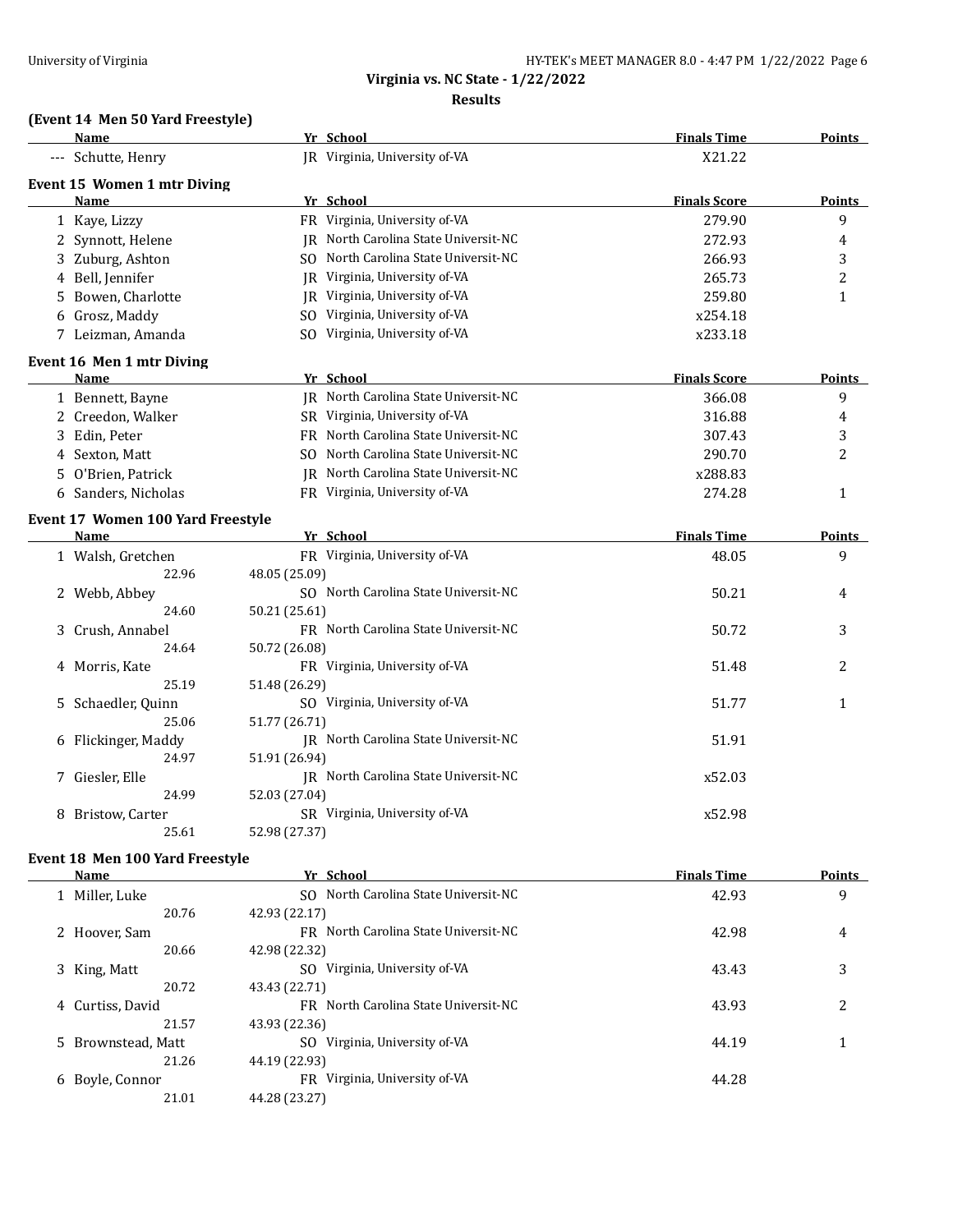**Virginia vs. NC State - 1/22/2022**

**Results**

### (Event 14 Men 50 Yard Freestyle)

| | Name | Yr | School | Finals Time | Points |
|---|---|---|---|---|---|
| --- | Schutte, Henry | JR | Virginia, University of-VA | X21.22 | |

### Event 15 Women 1 mtr Diving

| | Name | Yr | School | Finals Score | Points |
|---|---|---|---|---|---|
| 1 | Kaye, Lizzy | FR | Virginia, University of-VA | 279.90 | 9 |
| 2 | Synnott, Helene | JR | North Carolina State Universit-NC | 272.93 | 4 |
| 3 | Zuburg, Ashton | SO | North Carolina State Universit-NC | 266.93 | 3 |
| 4 | Bell, Jennifer | JR | Virginia, University of-VA | 265.73 | 2 |
| 5 | Bowen, Charlotte | JR | Virginia, University of-VA | 259.80 | 1 |
| 6 | Grosz, Maddy | SO | Virginia, University of-VA | x254.18 | |
| 7 | Leizman, Amanda | SO | Virginia, University of-VA | x233.18 | |

### Event 16 Men 1 mtr Diving

| | Name | Yr | School | Finals Score | Points |
|---|---|---|---|---|---|
| 1 | Bennett, Bayne | JR | North Carolina State Universit-NC | 366.08 | 9 |
| 2 | Creedon, Walker | SR | Virginia, University of-VA | 316.88 | 4 |
| 3 | Edin, Peter | FR | North Carolina State Universit-NC | 307.43 | 3 |
| 4 | Sexton, Matt | SO | North Carolina State Universit-NC | 290.70 | 2 |
| 5 | O'Brien, Patrick | JR | North Carolina State Universit-NC | x288.83 | |
| 6 | Sanders, Nicholas | FR | Virginia, University of-VA | 274.28 | 1 |

### Event 17 Women 100 Yard Freestyle

| | Name | Yr | School | Finals Time | Points |
|---|---|---|---|---|---|
| 1 | Walsh, Gretchen | FR | Virginia, University of-VA | 48.05 | 9 |
| | 22.96 | 48.05 (25.09) | | | |
| 2 | Webb, Abbey | SO | North Carolina State Universit-NC | 50.21 | 4 |
| | 24.60 | 50.21 (25.61) | | | |
| 3 | Crush, Annabel | FR | North Carolina State Universit-NC | 50.72 | 3 |
| | 24.64 | 50.72 (26.08) | | | |
| 4 | Morris, Kate | FR | Virginia, University of-VA | 51.48 | 2 |
| | 25.19 | 51.48 (26.29) | | | |
| 5 | Schaedler, Quinn | SO | Virginia, University of-VA | 51.77 | 1 |
| | 25.06 | 51.77 (26.71) | | | |
| 6 | Flickinger, Maddy | JR | North Carolina State Universit-NC | 51.91 | |
| | 24.97 | 51.91 (26.94) | | | |
| 7 | Giesler, Elle | JR | North Carolina State Universit-NC | x52.03 | |
| | 24.99 | 52.03 (27.04) | | | |
| 8 | Bristow, Carter | SR | Virginia, University of-VA | x52.98 | |
| | 25.61 | 52.98 (27.37) | | | |

### Event 18 Men 100 Yard Freestyle

| | Name | Yr | School | Finals Time | Points |
|---|---|---|---|---|---|
| 1 | Miller, Luke | SO | North Carolina State Universit-NC | 42.93 | 9 |
| | 20.76 | 42.93 (22.17) | | | |
| 2 | Hoover, Sam | FR | North Carolina State Universit-NC | 42.98 | 4 |
| | 20.66 | 42.98 (22.32) | | | |
| 3 | King, Matt | SO | Virginia, University of-VA | 43.43 | 3 |
| | 20.72 | 43.43 (22.71) | | | |
| 4 | Curtiss, David | FR | North Carolina State Universit-NC | 43.93 | 2 |
| | 21.57 | 43.93 (22.36) | | | |
| 5 | Brownstead, Matt | SO | Virginia, University of-VA | 44.19 | 1 |
| | 21.26 | 44.19 (22.93) | | | |
| 6 | Boyle, Connor | FR | Virginia, University of-VA | 44.28 | |
| | 21.01 | 44.28 (23.27) | | | |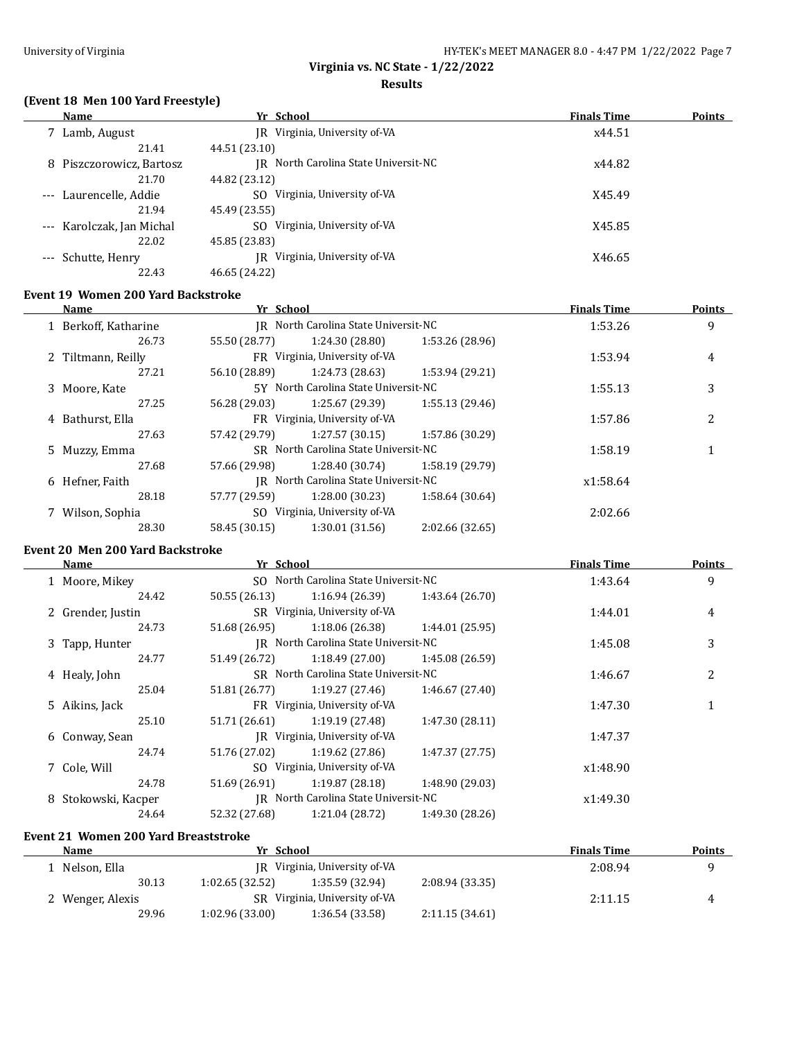**Virginia vs. NC State - 1/22/2022**

**Results**

### (Event 18 Men 100 Yard Freestyle)

| | Name | Yr | School | Finals Time | Points |
|---|---|---|---|---|---|
| 7 | Lamb, August | JR | Virginia, University of-VA | x44.51 | |
| | 21.41 | 44.51 (23.10) | | | |
| 8 | Piszczorowicz, Bartosz | JR | North Carolina State Universit-NC | x44.82 | |
| | 21.70 | 44.82 (23.12) | | | |
| --- | Laurencelle, Addie | SO | Virginia, University of-VA | X45.49 | |
| | 21.94 | 45.49 (23.55) | | | |
| --- | Karolczak, Jan Michal | SO | Virginia, University of-VA | X45.85 | |
| | 22.02 | 45.85 (23.83) | | | |
| --- | Schutte, Henry | JR | Virginia, University of-VA | X46.65 | |
| | 22.43 | 46.65 (24.22) | | | |

### Event 19 Women 200 Yard Backstroke

| | Name | Yr | School | | | Finals Time | Points |
|---|---|---|---|---|---|---|---|
| 1 | Berkoff, Katharine | JR | North Carolina State Universit-NC | | | 1:53.26 | 9 |
| | 26.73 | 55.50 (28.77) | 1:24.30 (28.80) | 1:53.26 (28.96) | | | |
| 2 | Tiltmann, Reilly | FR | Virginia, University of-VA | | | 1:53.94 | 4 |
| | 27.21 | 56.10 (28.89) | 1:24.73 (28.63) | 1:53.94 (29.21) | | | |
| 3 | Moore, Kate | 5Y | North Carolina State Universit-NC | | | 1:55.13 | 3 |
| | 27.25 | 56.28 (29.03) | 1:25.67 (29.39) | 1:55.13 (29.46) | | | |
| 4 | Bathurst, Ella | FR | Virginia, University of-VA | | | 1:57.86 | 2 |
| | 27.63 | 57.42 (29.79) | 1:27.57 (30.15) | 1:57.86 (30.29) | | | |
| 5 | Muzzy, Emma | SR | North Carolina State Universit-NC | | | 1:58.19 | 1 |
| | 27.68 | 57.66 (29.98) | 1:28.40 (30.74) | 1:58.19 (29.79) | | | |
| 6 | Hefner, Faith | JR | North Carolina State Universit-NC | | | x1:58.64 | |
| | 28.18 | 57.77 (29.59) | 1:28.00 (30.23) | 1:58.64 (30.64) | | | |
| 7 | Wilson, Sophia | SO | Virginia, University of-VA | | | 2:02.66 | |
| | 28.30 | 58.45 (30.15) | 1:30.01 (31.56) | 2:02.66 (32.65) | | | |

### Event 20 Men 200 Yard Backstroke

| | Name | Yr | School | | | Finals Time | Points |
|---|---|---|---|---|---|---|---|
| 1 | Moore, Mikey | SO | North Carolina State Universit-NC | | | 1:43.64 | 9 |
| | 24.42 | 50.55 (26.13) | 1:16.94 (26.39) | 1:43.64 (26.70) | | | |
| 2 | Grender, Justin | SR | Virginia, University of-VA | | | 1:44.01 | 4 |
| | 24.73 | 51.68 (26.95) | 1:18.06 (26.38) | 1:44.01 (25.95) | | | |
| 3 | Tapp, Hunter | JR | North Carolina State Universit-NC | | | 1:45.08 | 3 |
| | 24.77 | 51.49 (26.72) | 1:18.49 (27.00) | 1:45.08 (26.59) | | | |
| 4 | Healy, John | SR | North Carolina State Universit-NC | | | 1:46.67 | 2 |
| | 25.04 | 51.81 (26.77) | 1:19.27 (27.46) | 1:46.67 (27.40) | | | |
| 5 | Aikins, Jack | FR | Virginia, University of-VA | | | 1:47.30 | 1 |
| | 25.10 | 51.71 (26.61) | 1:19.19 (27.48) | 1:47.30 (28.11) | | | |
| 6 | Conway, Sean | JR | Virginia, University of-VA | | | 1:47.37 | |
| | 24.74 | 51.76 (27.02) | 1:19.62 (27.86) | 1:47.37 (27.75) | | | |
| 7 | Cole, Will | SO | Virginia, University of-VA | | | x1:48.90 | |
| | 24.78 | 51.69 (26.91) | 1:19.87 (28.18) | 1:48.90 (29.03) | | | |
| 8 | Stokowski, Kacper | JR | North Carolina State Universit-NC | | | x1:49.30 | |
| | 24.64 | 52.32 (27.68) | 1:21.04 (28.72) | 1:49.30 (28.26) | | | |

### Event 21 Women 200 Yard Breaststroke

| | Name | Yr | School | | | Finals Time | Points |
|---|---|---|---|---|---|---|---|
| 1 | Nelson, Ella | JR | Virginia, University of-VA | | | 2:08.94 | 9 |
| | 30.13 | 1:02.65 (32.52) | 1:35.59 (32.94) | 2:08.94 (33.35) | | | |
| 2 | Wenger, Alexis | SR | Virginia, University of-VA | | | 2:11.15 | 4 |
| | 29.96 | 1:02.96 (33.00) | 1:36.54 (33.58) | 2:11.15 (34.61) | | | |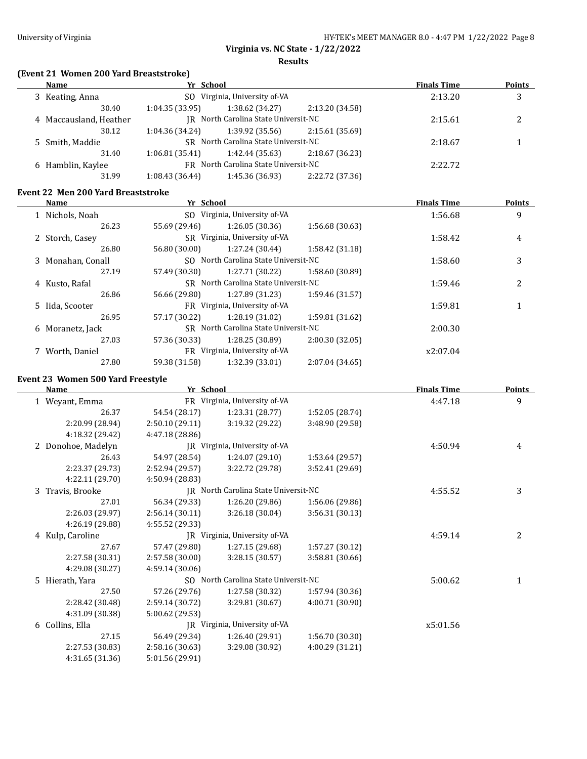**Virginia vs. NC State - 1/22/2022**

**Results**

### (Event 21 Women 200 Yard Breaststroke)

| Name | Yr | School | Finals Time | Points |
|---|---|---|---|---|
| 3 Keating, Anna | SO | Virginia, University of-VA | 2:13.20 | 3 |
| 30.40 &nbsp; 1:04.35 (33.95) &nbsp; 1:38.62 (34.27) &nbsp; 2:13.20 (34.58) | | | | |
| 4 Maccausland, Heather | JR | North Carolina State Universit-NC | 2:15.61 | 2 |
| 30.12 &nbsp; 1:04.36 (34.24) &nbsp; 1:39.92 (35.56) &nbsp; 2:15.61 (35.69) | | | | |
| 5 Smith, Maddie | SR | North Carolina State Universit-NC | 2:18.67 | 1 |
| 31.40 &nbsp; 1:06.81 (35.41) &nbsp; 1:42.44 (35.63) &nbsp; 2:18.67 (36.23) | | | | |
| 6 Hamblin, Kaylee | FR | North Carolina State Universit-NC | 2:22.72 | |
| 31.99 &nbsp; 1:08.43 (36.44) &nbsp; 1:45.36 (36.93) &nbsp; 2:22.72 (37.36) | | | | |

### Event 22 Men 200 Yard Breaststroke

| Name | Yr | School | Finals Time | Points |
|---|---|---|---|---|
| 1 Nichols, Noah | SO | Virginia, University of-VA | 1:56.68 | 9 |
| 26.23 &nbsp; 55.69 (29.46) &nbsp; 1:26.05 (30.36) &nbsp; 1:56.68 (30.63) | | | | |
| 2 Storch, Casey | SR | Virginia, University of-VA | 1:58.42 | 4 |
| 26.80 &nbsp; 56.80 (30.00) &nbsp; 1:27.24 (30.44) &nbsp; 1:58.42 (31.18) | | | | |
| 3 Monahan, Conall | SO | North Carolina State Universit-NC | 1:58.60 | 3 |
| 27.19 &nbsp; 57.49 (30.30) &nbsp; 1:27.71 (30.22) &nbsp; 1:58.60 (30.89) | | | | |
| 4 Kusto, Rafal | SR | North Carolina State Universit-NC | 1:59.46 | 2 |
| 26.86 &nbsp; 56.66 (29.80) &nbsp; 1:27.89 (31.23) &nbsp; 1:59.46 (31.57) | | | | |
| 5 Iida, Scooter | FR | Virginia, University of-VA | 1:59.81 | 1 |
| 26.95 &nbsp; 57.17 (30.22) &nbsp; 1:28.19 (31.02) &nbsp; 1:59.81 (31.62) | | | | |
| 6 Moranetz, Jack | SR | North Carolina State Universit-NC | 2:00.30 | |
| 27.03 &nbsp; 57.36 (30.33) &nbsp; 1:28.25 (30.89) &nbsp; 2:00.30 (32.05) | | | | |
| 7 Worth, Daniel | FR | Virginia, University of-VA | x2:07.04 | |
| 27.80 &nbsp; 59.38 (31.58) &nbsp; 1:32.39 (33.01) &nbsp; 2:07.04 (34.65) | | | | |

### Event 23 Women 500 Yard Freestyle

| Name | Yr | School | Finals Time | Points |
|---|---|---|---|---|
| 1 Weyant, Emma | FR | Virginia, University of-VA | 4:47.18 | 9 |
| 26.37 &nbsp; 54.54 (28.17) &nbsp; 1:23.31 (28.77) &nbsp; 1:52.05 (28.74) &nbsp; 2:20.99 (28.94) &nbsp; 2:50.10 (29.11) &nbsp; 3:19.32 (29.22) &nbsp; 3:48.90 (29.58) &nbsp; 4:18.32 (29.42) &nbsp; 4:47.18 (28.86) | | | | |
| 2 Donohoe, Madelyn | JR | Virginia, University of-VA | 4:50.94 | 4 |
| 26.43 &nbsp; 54.97 (28.54) &nbsp; 1:24.07 (29.10) &nbsp; 1:53.64 (29.57) &nbsp; 2:23.37 (29.73) &nbsp; 2:52.94 (29.57) &nbsp; 3:22.72 (29.78) &nbsp; 3:52.41 (29.69) &nbsp; 4:22.11 (29.70) &nbsp; 4:50.94 (28.83) | | | | |
| 3 Travis, Brooke | JR | North Carolina State Universit-NC | 4:55.52 | 3 |
| 27.01 &nbsp; 56.34 (29.33) &nbsp; 1:26.20 (29.86) &nbsp; 1:56.06 (29.86) &nbsp; 2:26.03 (29.97) &nbsp; 2:56.14 (30.11) &nbsp; 3:26.18 (30.04) &nbsp; 3:56.31 (30.13) &nbsp; 4:26.19 (29.88) &nbsp; 4:55.52 (29.33) | | | | |
| 4 Kulp, Caroline | JR | Virginia, University of-VA | 4:59.14 | 2 |
| 27.67 &nbsp; 57.47 (29.80) &nbsp; 1:27.15 (29.68) &nbsp; 1:57.27 (30.12) &nbsp; 2:27.58 (30.31) &nbsp; 2:57.58 (30.00) &nbsp; 3:28.15 (30.57) &nbsp; 3:58.81 (30.66) &nbsp; 4:29.08 (30.27) &nbsp; 4:59.14 (30.06) | | | | |
| 5 Hierath, Yara | SO | North Carolina State Universit-NC | 5:00.62 | 1 |
| 27.50 &nbsp; 57.26 (29.76) &nbsp; 1:27.58 (30.32) &nbsp; 1:57.94 (30.36) &nbsp; 2:28.42 (30.48) &nbsp; 2:59.14 (30.72) &nbsp; 3:29.81 (30.67) &nbsp; 4:00.71 (30.90) &nbsp; 4:31.09 (30.38) &nbsp; 5:00.62 (29.53) | | | | |
| 6 Collins, Ella | JR | Virginia, University of-VA | x5:01.56 | |
| 27.15 &nbsp; 56.49 (29.34) &nbsp; 1:26.40 (29.91) &nbsp; 1:56.70 (30.30) &nbsp; 2:27.53 (30.83) &nbsp; 2:58.16 (30.63) &nbsp; 3:29.08 (30.92) &nbsp; 4:00.29 (31.21) &nbsp; 4:31.65 (31.36) &nbsp; 5:01.56 (29.91) | | | | |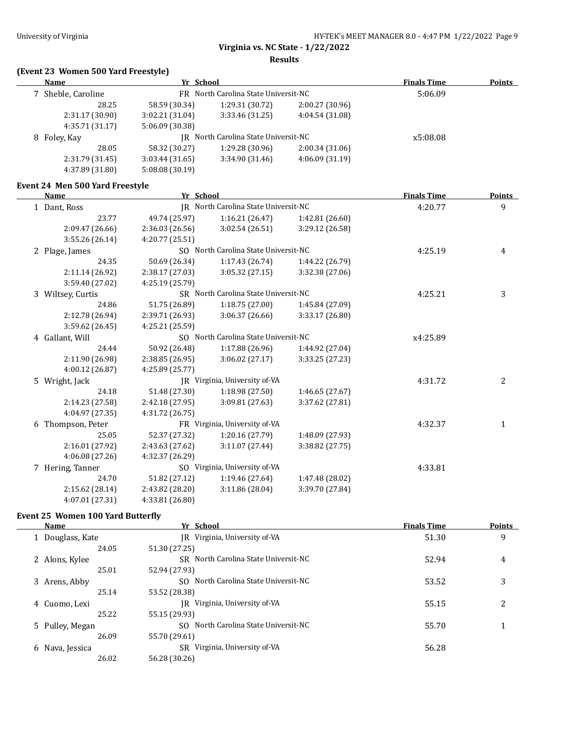## Virginia vs. NC State - 1/22/2022

### Results

### (Event 23 Women 500 Yard Freestyle)

| Name | Yr | School | Finals Time | Points |
|---|---|---|---|---|
| 7 Sheble, Caroline | FR | North Carolina State Universit-NC | 5:06.09 | |
| 28.25 | 58.59 (30.34) | 1:29.31 (30.72) | 2:00.27 (30.96) | |
| 2:31.17 (30.90) | 3:02.21 (31.04) | 3:33.46 (31.25) | 4:04.54 (31.08) | |
| 4:35.71 (31.17) | 5:06.09 (30.38) | | | |
| 8 Foley, Kay | JR | North Carolina State Universit-NC | x5:08.08 | |
| 28.05 | 58.32 (30.27) | 1:29.28 (30.96) | 2:00.34 (31.06) | |
| 2:31.79 (31.45) | 3:03.44 (31.65) | 3:34.90 (31.46) | 4:06.09 (31.19) | |
| 4:37.89 (31.80) | 5:08.08 (30.19) | | | |

### Event 24 Men 500 Yard Freestyle

| Name | Yr | School | Finals Time | Points |
|---|---|---|---|---|
| 1 Dant, Ross | JR | North Carolina State Universit-NC | 4:20.77 | 9 |
| 23.77 | 49.74 (25.97) | 1:16.21 (26.47) | 1:42.81 (26.60) | |
| 2:09.47 (26.66) | 2:36.03 (26.56) | 3:02.54 (26.51) | 3:29.12 (26.58) | |
| 3:55.26 (26.14) | 4:20.77 (25.51) | | | |
| 2 Plage, James | SO | North Carolina State Universit-NC | 4:25.19 | 4 |
| 24.35 | 50.69 (26.34) | 1:17.43 (26.74) | 1:44.22 (26.79) | |
| 2:11.14 (26.92) | 2:38.17 (27.03) | 3:05.32 (27.15) | 3:32.38 (27.06) | |
| 3:59.40 (27.02) | 4:25.19 (25.79) | | | |
| 3 Wiltsey, Curtis | SR | North Carolina State Universit-NC | 4:25.21 | 3 |
| 24.86 | 51.75 (26.89) | 1:18.75 (27.00) | 1:45.84 (27.09) | |
| 2:12.78 (26.94) | 2:39.71 (26.93) | 3:06.37 (26.66) | 3:33.17 (26.80) | |
| 3:59.62 (26.45) | 4:25.21 (25.59) | | | |
| 4 Gallant, Will | SO | North Carolina State Universit-NC | x4:25.89 | |
| 24.44 | 50.92 (26.48) | 1:17.88 (26.96) | 1:44.92 (27.04) | |
| 2:11.90 (26.98) | 2:38.85 (26.95) | 3:06.02 (27.17) | 3:33.25 (27.23) | |
| 4:00.12 (26.87) | 4:25.89 (25.77) | | | |
| 5 Wright, Jack | JR | Virginia, University of-VA | 4:31.72 | 2 |
| 24.18 | 51.48 (27.30) | 1:18.98 (27.50) | 1:46.65 (27.67) | |
| 2:14.23 (27.58) | 2:42.18 (27.95) | 3:09.81 (27.63) | 3:37.62 (27.81) | |
| 4:04.97 (27.35) | 4:31.72 (26.75) | | | |
| 6 Thompson, Peter | FR | Virginia, University of-VA | 4:32.37 | 1 |
| 25.05 | 52.37 (27.32) | 1:20.16 (27.79) | 1:48.09 (27.93) | |
| 2:16.01 (27.92) | 2:43.63 (27.62) | 3:11.07 (27.44) | 3:38.82 (27.75) | |
| 4:06.08 (27.26) | 4:32.37 (26.29) | | | |
| 7 Hering, Tanner | SO | Virginia, University of-VA | 4:33.81 | |
| 24.70 | 51.82 (27.12) | 1:19.46 (27.64) | 1:47.48 (28.02) | |
| 2:15.62 (28.14) | 2:43.82 (28.20) | 3:11.86 (28.04) | 3:39.70 (27.84) | |
| 4:07.01 (27.31) | 4:33.81 (26.80) | | | |

### Event 25 Women 100 Yard Butterfly

| Name | Yr | School | Finals Time | Points |
|---|---|---|---|---|
| 1 Douglass, Kate | JR | Virginia, University of-VA | 51.30 | 9 |
| 24.05 | 51.30 (27.25) | | | |
| 2 Alons, Kylee | SR | North Carolina State Universit-NC | 52.94 | 4 |
| 25.01 | 52.94 (27.93) | | | |
| 3 Arens, Abby | SO | North Carolina State Universit-NC | 53.52 | 3 |
| 25.14 | 53.52 (28.38) | | | |
| 4 Cuomo, Lexi | JR | Virginia, University of-VA | 55.15 | 2 |
| 25.22 | 55.15 (29.93) | | | |
| 5 Pulley, Megan | SO | North Carolina State Universit-NC | 55.70 | 1 |
| 26.09 | 55.70 (29.61) | | | |
| 6 Nava, Jessica | SR | Virginia, University of-VA | 56.28 | |
| 26.02 | 56.28 (30.26) | | | |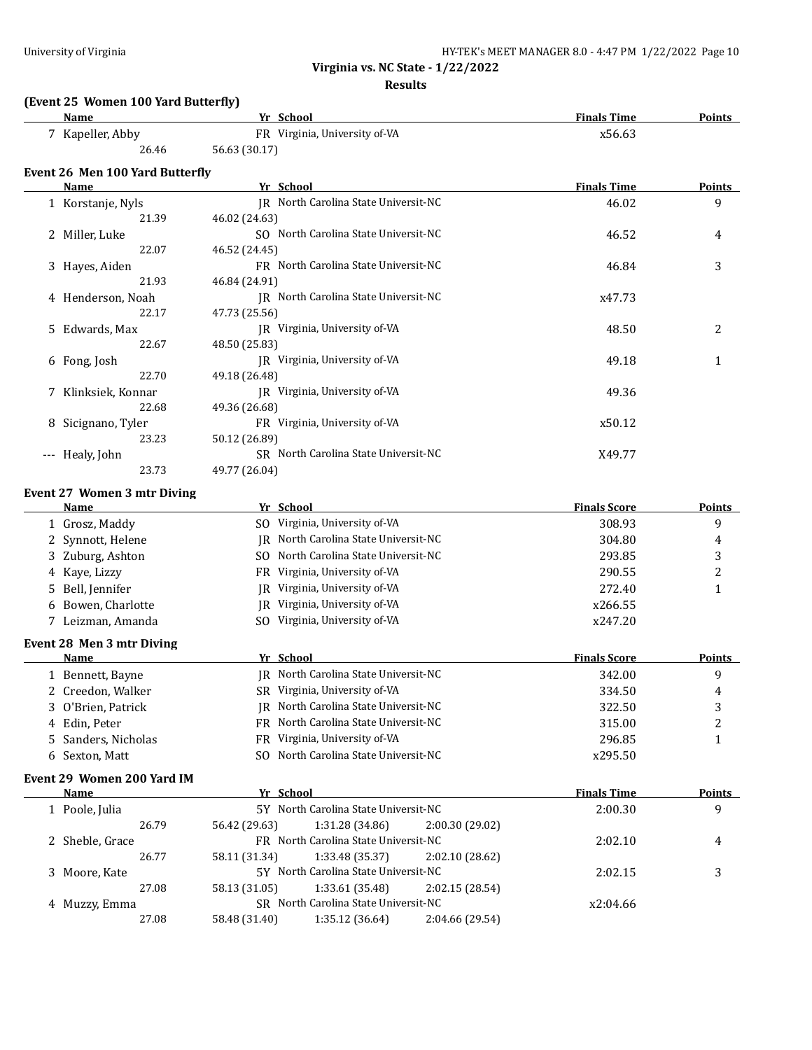**Virginia vs. NC State - 1/22/2022**

**Results**

### (Event 25 Women 100 Yard Butterfly)

| | Name | Yr | School | Finals Time | Points |
|---|---|---|---|---|---|
| 7 | Kapeller, Abby | FR | Virginia, University of-VA | x56.63 | |
| | 26.46 | 56.63 (30.17) | | | |

### Event 26 Men 100 Yard Butterfly

| | Name | Yr | School | Finals Time | Points |
|---|---|---|---|---|---|
| 1 | Korstanje, Nyls | JR | North Carolina State Universit-NC | 46.02 | 9 |
| | 21.39 | 46.02 (24.63) | | | |
| 2 | Miller, Luke | SO | North Carolina State Universit-NC | 46.52 | 4 |
| | 22.07 | 46.52 (24.45) | | | |
| 3 | Hayes, Aiden | FR | North Carolina State Universit-NC | 46.84 | 3 |
| | 21.93 | 46.84 (24.91) | | | |
| 4 | Henderson, Noah | JR | North Carolina State Universit-NC | x47.73 | |
| | 22.17 | 47.73 (25.56) | | | |
| 5 | Edwards, Max | JR | Virginia, University of-VA | 48.50 | 2 |
| | 22.67 | 48.50 (25.83) | | | |
| 6 | Fong, Josh | JR | Virginia, University of-VA | 49.18 | 1 |
| | 22.70 | 49.18 (26.48) | | | |
| 7 | Klinksiek, Konnar | JR | Virginia, University of-VA | 49.36 | |
| | 22.68 | 49.36 (26.68) | | | |
| 8 | Sicignano, Tyler | FR | Virginia, University of-VA | x50.12 | |
| | 23.23 | 50.12 (26.89) | | | |
| --- | Healy, John | SR | North Carolina State Universit-NC | X49.77 | |
| | 23.73 | 49.77 (26.04) | | | |

### Event 27 Women 3 mtr Diving

| | Name | Yr | School | Finals Score | Points |
|---|---|---|---|---|---|
| 1 | Grosz, Maddy | SO | Virginia, University of-VA | 308.93 | 9 |
| 2 | Synnott, Helene | JR | North Carolina State Universit-NC | 304.80 | 4 |
| 3 | Zuburg, Ashton | SO | North Carolina State Universit-NC | 293.85 | 3 |
| 4 | Kaye, Lizzy | FR | Virginia, University of-VA | 290.55 | 2 |
| 5 | Bell, Jennifer | JR | Virginia, University of-VA | 272.40 | 1 |
| 6 | Bowen, Charlotte | JR | Virginia, University of-VA | x266.55 | |
| 7 | Leizman, Amanda | SO | Virginia, University of-VA | x247.20 | |

### Event 28 Men 3 mtr Diving

| | Name | Yr | School | Finals Score | Points |
|---|---|---|---|---|---|
| 1 | Bennett, Bayne | JR | North Carolina State Universit-NC | 342.00 | 9 |
| 2 | Creedon, Walker | SR | Virginia, University of-VA | 334.50 | 4 |
| 3 | O'Brien, Patrick | JR | North Carolina State Universit-NC | 322.50 | 3 |
| 4 | Edin, Peter | FR | North Carolina State Universit-NC | 315.00 | 2 |
| 5 | Sanders, Nicholas | FR | Virginia, University of-VA | 296.85 | 1 |
| 6 | Sexton, Matt | SO | North Carolina State Universit-NC | x295.50 | |

### Event 29 Women 200 Yard IM

| | Name | Yr | School | | | Finals Time | Points |
|---|---|---|---|---|---|---|---|
| 1 | Poole, Julia | 5Y | North Carolina State Universit-NC | | | 2:00.30 | 9 |
| | 26.79 | 56.42 (29.63) | 1:31.28 (34.86) | 2:00.30 (29.02) | | | |
| 2 | Sheble, Grace | FR | North Carolina State Universit-NC | | | 2:02.10 | 4 |
| | 26.77 | 58.11 (31.34) | 1:33.48 (35.37) | 2:02.10 (28.62) | | | |
| 3 | Moore, Kate | 5Y | North Carolina State Universit-NC | | | 2:02.15 | 3 |
| | 27.08 | 58.13 (31.05) | 1:33.61 (35.48) | 2:02.15 (28.54) | | | |
| 4 | Muzzy, Emma | SR | North Carolina State Universit-NC | | | x2:04.66 | |
| | 27.08 | 58.48 (31.40) | 1:35.12 (36.64) | 2:04.66 (29.54) | | | |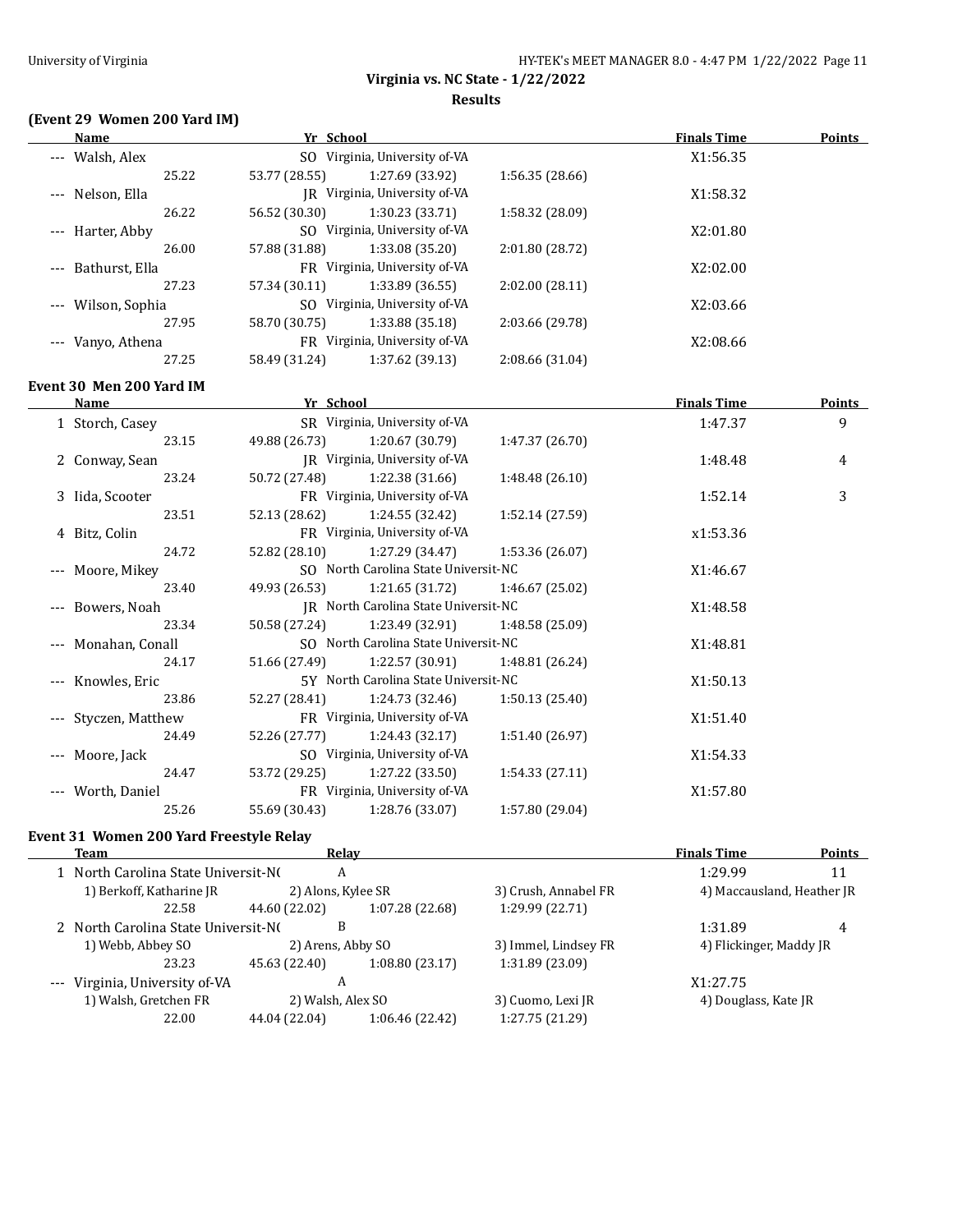Virginia vs. NC State - 1/22/2022

Results

### (Event 29 Women 200 Yard IM)

| | Name | Yr | School | | Finals Time | Points |
|---|---|---|---|---|---|---|
| --- | Walsh, Alex | SO | Virginia, University of-VA | | X1:56.35 | |
| | 25.22 | 53.77 (28.55) | 1:27.69 (33.92) | 1:56.35 (28.66) | | |
| --- | Nelson, Ella | JR | Virginia, University of-VA | | X1:58.32 | |
| | 26.22 | 56.52 (30.30) | 1:30.23 (33.71) | 1:58.32 (28.09) | | |
| --- | Harter, Abby | SO | Virginia, University of-VA | | X2:01.80 | |
| | 26.00 | 57.88 (31.88) | 1:33.08 (35.20) | 2:01.80 (28.72) | | |
| --- | Bathurst, Ella | FR | Virginia, University of-VA | | X2:02.00 | |
| | 27.23 | 57.34 (30.11) | 1:33.89 (36.55) | 2:02.00 (28.11) | | |
| --- | Wilson, Sophia | SO | Virginia, University of-VA | | X2:03.66 | |
| | 27.95 | 58.70 (30.75) | 1:33.88 (35.18) | 2:03.66 (29.78) | | |
| --- | Vanyo, Athena | FR | Virginia, University of-VA | | X2:08.66 | |
| | 27.25 | 58.49 (31.24) | 1:37.62 (39.13) | 2:08.66 (31.04) | | |

### Event 30 Men 200 Yard IM

| | Name | Yr | School | | Finals Time | Points |
|---|---|---|---|---|---|---|
| 1 | Storch, Casey | SR | Virginia, University of-VA | | 1:47.37 | 9 |
| | 23.15 | 49.88 (26.73) | 1:20.67 (30.79) | 1:47.37 (26.70) | | |
| 2 | Conway, Sean | JR | Virginia, University of-VA | | 1:48.48 | 4 |
| | 23.24 | 50.72 (27.48) | 1:22.38 (31.66) | 1:48.48 (26.10) | | |
| 3 | Iida, Scooter | FR | Virginia, University of-VA | | 1:52.14 | 3 |
| | 23.51 | 52.13 (28.62) | 1:24.55 (32.42) | 1:52.14 (27.59) | | |
| 4 | Bitz, Colin | FR | Virginia, University of-VA | | x1:53.36 | |
| | 24.72 | 52.82 (28.10) | 1:27.29 (34.47) | 1:53.36 (26.07) | | |
| --- | Moore, Mikey | SO | North Carolina State Universit-NC | | X1:46.67 | |
| | 23.40 | 49.93 (26.53) | 1:21.65 (31.72) | 1:46.67 (25.02) | | |
| --- | Bowers, Noah | JR | North Carolina State Universit-NC | | X1:48.58 | |
| | 23.34 | 50.58 (27.24) | 1:23.49 (32.91) | 1:48.58 (25.09) | | |
| --- | Monahan, Conall | SO | North Carolina State Universit-NC | | X1:48.81 | |
| | 24.17 | 51.66 (27.49) | 1:22.57 (30.91) | 1:48.81 (26.24) | | |
| --- | Knowles, Eric | 5Y | North Carolina State Universit-NC | | X1:50.13 | |
| | 23.86 | 52.27 (28.41) | 1:24.73 (32.46) | 1:50.13 (25.40) | | |
| --- | Styczen, Matthew | FR | Virginia, University of-VA | | X1:51.40 | |
| | 24.49 | 52.26 (27.77) | 1:24.43 (32.17) | 1:51.40 (26.97) | | |
| --- | Moore, Jack | SO | Virginia, University of-VA | | X1:54.33 | |
| | 24.47 | 53.72 (29.25) | 1:27.22 (33.50) | 1:54.33 (27.11) | | |
| --- | Worth, Daniel | FR | Virginia, University of-VA | | X1:57.80 | |
| | 25.26 | 55.69 (30.43) | 1:28.76 (33.07) | 1:57.80 (29.04) | | |

### Event 31 Women 200 Yard Freestyle Relay

| | Team | Relay | | | Finals Time | Points |
|---|---|---|---|---|---|---|
| 1 | North Carolina State Universit-NC | A | | | 1:29.99 | 11 |
| | 1) Berkoff, Katharine JR | 2) Alons, Kylee SR | | 3) Crush, Annabel FR | 4) Maccausland, Heather JR | |
| | 22.58 | 44.60 (22.02) | 1:07.28 (22.68) | 1:29.99 (22.71) | | |
| 2 | North Carolina State Universit-NC | B | | | 1:31.89 | 4 |
| | 1) Webb, Abbey SO | 2) Arens, Abby SO | | 3) Immel, Lindsey FR | 4) Flickinger, Maddy JR | |
| | 23.23 | 45.63 (22.40) | 1:08.80 (23.17) | 1:31.89 (23.09) | | |
| --- | Virginia, University of-VA | A | | | X1:27.75 | |
| | 1) Walsh, Gretchen FR | 2) Walsh, Alex SO | | 3) Cuomo, Lexi JR | 4) Douglass, Kate JR | |
| | 22.00 | 44.04 (22.04) | 1:06.46 (22.42) | 1:27.75 (21.29) | | |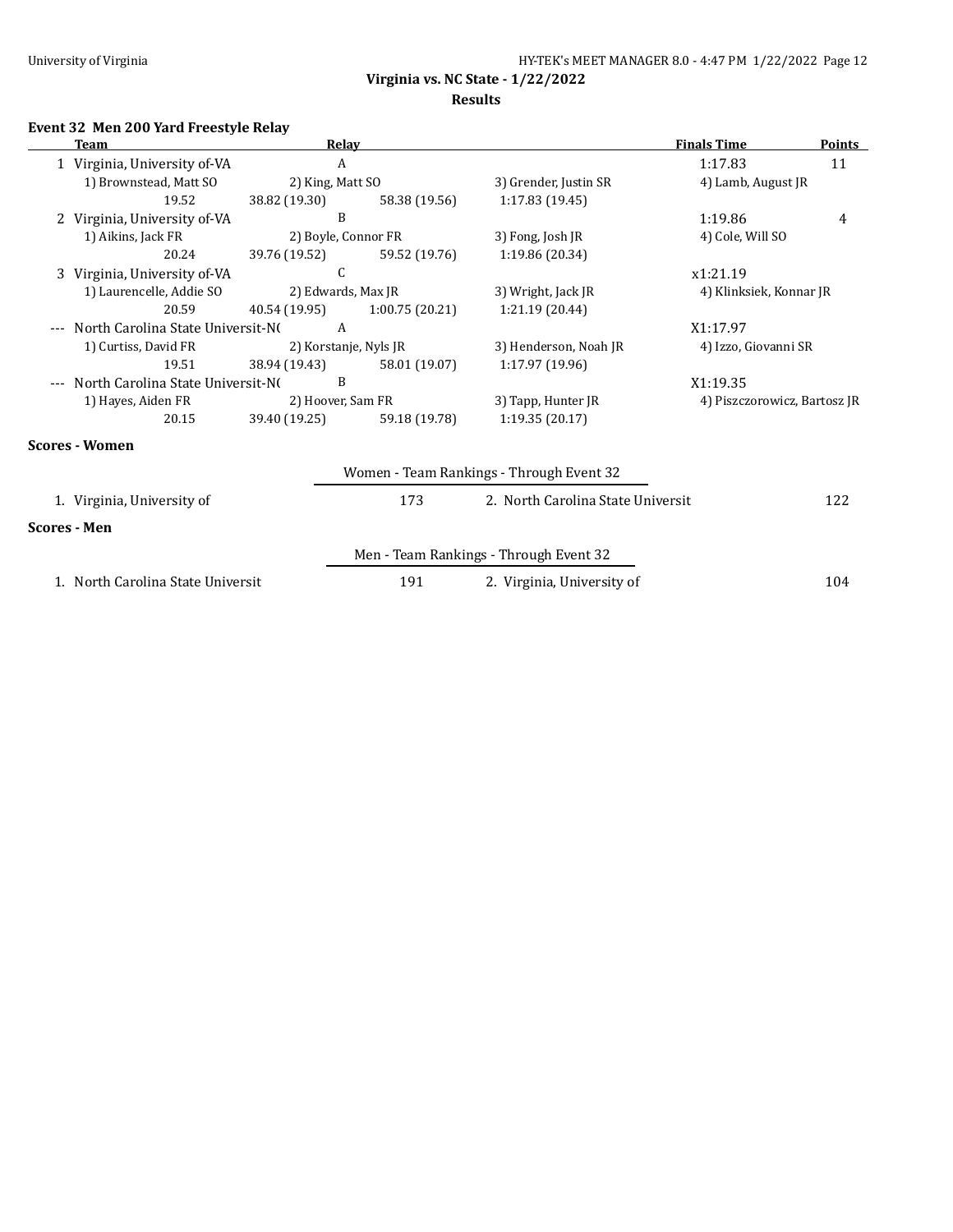# Virginia vs. NC State - 1/22/2022

## Results

### Event 32 Men 200 Yard Freestyle Relay

| | Team | Relay | | | Finals Time | Points |
|---|---|---|---|---|---|---|
| 1 | Virginia, University of-VA | A | | | 1:17.83 | 11 |
| | 1) Brownstead, Matt SO | 2) King, Matt SO | 3) Grender, Justin SR | 4) Lamb, August JR | | |
| | 19.52 | 38.82 (19.30) | 58.38 (19.56) | 1:17.83 (19.45) | | |
| 2 | Virginia, University of-VA | B | | | 1:19.86 | 4 |
| | 1) Aikins, Jack FR | 2) Boyle, Connor FR | 3) Fong, Josh JR | 4) Cole, Will SO | | |
| | 20.24 | 39.76 (19.52) | 59.52 (19.76) | 1:19.86 (20.34) | | |
| 3 | Virginia, University of-VA | C | | | x1:21.19 | |
| | 1) Laurencelle, Addie SO | 2) Edwards, Max JR | 3) Wright, Jack JR | 4) Klinksiek, Konnar JR | | |
| | 20.59 | 40.54 (19.95) | 1:00.75 (20.21) | 1:21.19 (20.44) | | |
| --- | North Carolina State Universit-N( | A | | | X1:17.97 | |
| | 1) Curtiss, David FR | 2) Korstanje, Nyls JR | 3) Henderson, Noah JR | 4) Izzo, Giovanni SR | | |
| | 19.51 | 38.94 (19.43) | 58.01 (19.07) | 1:17.97 (19.96) | | |
| --- | North Carolina State Universit-N( | B | | | X1:19.35 | |
| | 1) Hayes, Aiden FR | 2) Hoover, Sam FR | 3) Tapp, Hunter JR | 4) Piszczorowicz, Bartosz JR | | |
| | 20.15 | 39.40 (19.25) | 59.18 (19.78) | 1:19.35 (20.17) | | |

### Scores - Women

Women - Team Rankings - Through Event 32

| | | | |
|---|---|---|---|
| 1. Virginia, University of | 173 | 2. North Carolina State Universit | 122 |

### Scores - Men

Men - Team Rankings - Through Event 32

| | | | |
|---|---|---|---|
| 1. North Carolina State Universit | 191 | 2. Virginia, University of | 104 |